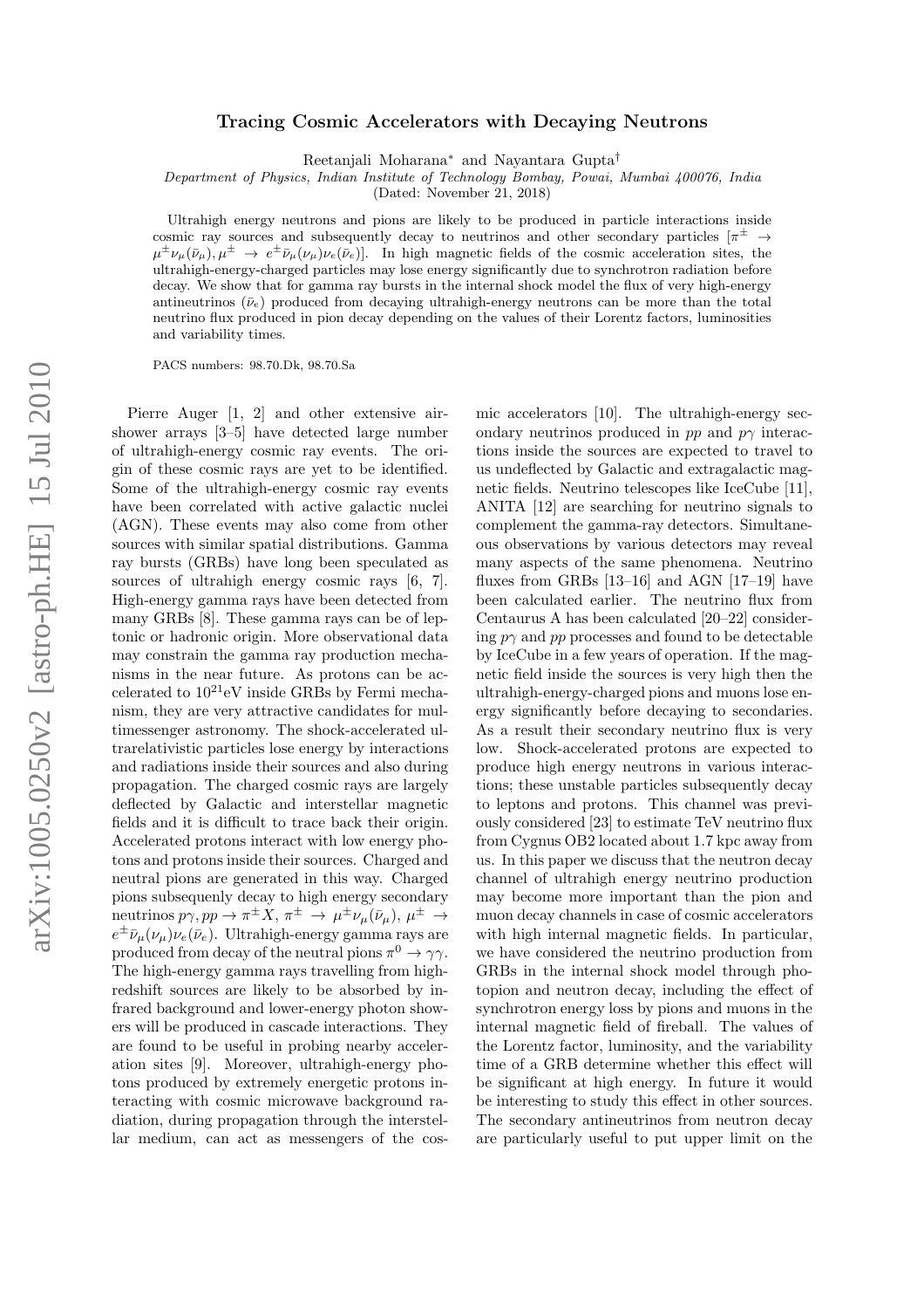# Tracing Cosmic Accelerators with Decaying Neutrons

Reetanjali Moharana* and Nayantara Gupta†

*Department of Physics, Indian Institute of Technology Bombay, Powai, Mumbai 400076, India*

(Dated: November 21, 2018)

Ultrahigh energy neutrons and pions are likely to be produced in particle interactions inside cosmic ray sources and subsequently decay to neutrinos and other secondary particles [$\pi^{\pm} \rightarrow \mu^{\pm}\nu_{\mu}(\bar{\nu}_{\mu}), \mu^{\pm} \rightarrow e^{\pm}\bar{\nu}_{\mu}(\nu_{\mu})\nu_{e}(\bar{\nu}_{e})$]. In high magnetic fields of the cosmic acceleration sites, the ultrahigh-energy-charged particles may lose energy significantly due to synchrotron radiation before decay. We show that for gamma ray bursts in the internal shock model the flux of very high-energy antineutrinos ($\bar{\nu}_e$) produced from decaying ultrahigh-energy neutrons can be more than the total neutrino flux produced in pion decay depending on the values of their Lorentz factors, luminosities and variability times.

PACS numbers: 98.70.Dk, 98.70.Sa

Pierre Auger [1, 2] and other extensive air-shower arrays [3–5] have detected large number of ultrahigh-energy cosmic ray events. The origin of these cosmic rays are yet to be identified. Some of the ultrahigh-energy cosmic ray events have been correlated with active galactic nuclei (AGN). These events may also come from other sources with similar spatial distributions. Gamma ray bursts (GRBs) have long been speculated as sources of ultrahigh energy cosmic rays [6, 7]. High-energy gamma rays have been detected from many GRBs [8]. These gamma rays can be of leptonic or hadronic origin. More observational data may constrain the gamma ray production mechanisms in the near future. As protons can be accelerated to $10^{21}$eV inside GRBs by Fermi mechanism, they are very attractive candidates for multimessenger astronomy. The shock-accelerated ultrarelativistic particles lose energy by interactions and radiations inside their sources and also during propagation. The charged cosmic rays are largely deflected by Galactic and interstellar magnetic fields and it is difficult to trace back their origin. Accelerated protons interact with low energy photons and protons inside their sources. Charged and neutral pions are generated in this way. Charged pions subsequenly decay to high energy secondary neutrinos $p\gamma, pp \rightarrow \pi^{\pm}X$, $\pi^{\pm} \rightarrow \mu^{\pm}\nu_{\mu}(\bar{\nu}_{\mu})$, $\mu^{\pm} \rightarrow e^{\pm}\bar{\nu}_{\mu}(\nu_{\mu})\nu_{e}(\bar{\nu}_{e})$. Ultrahigh-energy gamma rays are produced from decay of the neutral pions $\pi^0 \rightarrow \gamma\gamma$. The high-energy gamma rays travelling from high-redshift sources are likely to be absorbed by infrared background and lower-energy photon showers will be produced in cascade interactions. They are found to be useful in probing nearby acceleration sites [9]. Moreover, ultrahigh-energy photons produced by extremely energetic protons interacting with cosmic microwave background radiation, during propagation through the interstellar medium, can act as messengers of the cosmic accelerators [10]. The ultrahigh-energy secondary neutrinos produced in $pp$ and $p\gamma$ interactions inside the sources are expected to travel to us undeflected by Galactic and extragalactic magnetic fields. Neutrino telescopes like IceCube [11], ANITA [12] are searching for neutrino signals to complement the gamma-ray detectors. Simultaneous observations by various detectors may reveal many aspects of the same phenomena. Neutrino fluxes from GRBs [13–16] and AGN [17–19] have been calculated earlier. The neutrino flux from Centaurus A has been calculated [20–22] considering $p\gamma$ and $pp$ processes and found to be detectable by IceCube in a few years of operation. If the magnetic field inside the sources is very high then the ultrahigh-energy-charged pions and muons lose energy significantly before decaying to secondaries. As a result their secondary neutrino flux is very low. Shock-accelerated protons are expected to produce high energy neutrons in various interactions; these unstable particles subsequently decay to leptons and protons. This channel was previously considered [23] to estimate TeV neutrino flux from Cygnus OB2 located about 1.7 kpc away from us. In this paper we discuss that the neutron decay channel of ultrahigh energy neutrino production may become more important than the pion and muon decay channels in case of cosmic accelerators with high internal magnetic fields. In particular, we have considered the neutrino production from GRBs in the internal shock model through photopion and neutron decay, including the effect of synchrotron energy loss by pions and muons in the internal magnetic field of fireball. The values of the Lorentz factor, luminosity, and the variability time of a GRB determine whether this effect will be significant at high energy. In future it would be interesting to study this effect in other sources. The secondary antineutrinos from neutron decay are particularly useful to put upper limit on the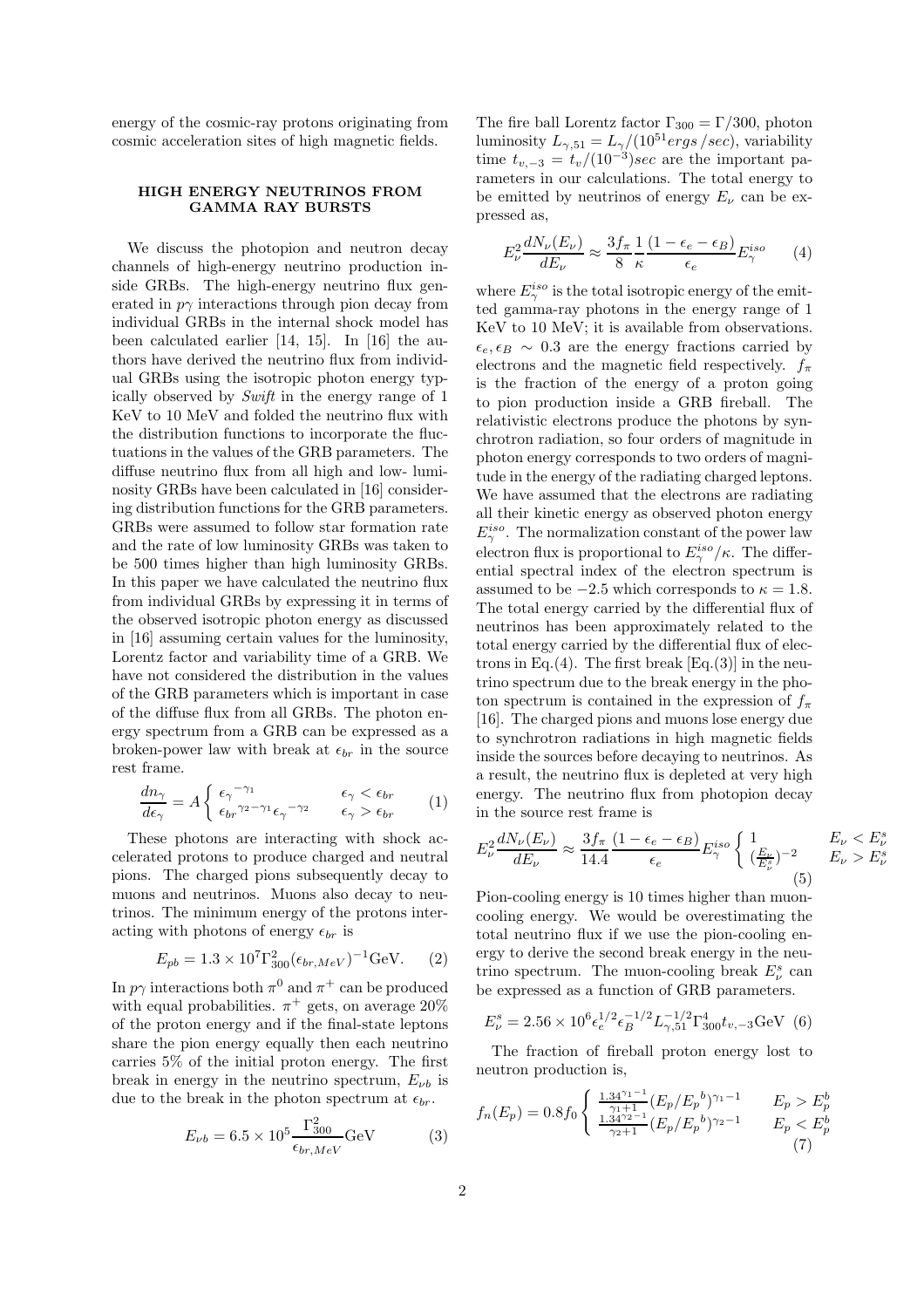energy of the cosmic-ray protons originating from cosmic acceleration sites of high magnetic fields.

## HIGH ENERGY NEUTRINOS FROM GAMMA RAY BURSTS

We discuss the photopion and neutron decay channels of high-energy neutrino production inside GRBs. The high-energy neutrino flux generated in $p\gamma$ interactions through pion decay from individual GRBs in the internal shock model has been calculated earlier [14, 15]. In [16] the authors have derived the neutrino flux from individual GRBs using the isotropic photon energy typically observed by *Swift* in the energy range of 1 KeV to 10 MeV and folded the neutrino flux with the distribution functions to incorporate the fluctuations in the values of the GRB parameters. The diffuse neutrino flux from all high and low- luminosity GRBs have been calculated in [16] considering distribution functions for the GRB parameters. GRBs were assumed to follow star formation rate and the rate of low luminosity GRBs was taken to be 500 times higher than high luminosity GRBs. In this paper we have calculated the neutrino flux from individual GRBs by expressing it in terms of the observed isotropic photon energy as discussed in [16] assuming certain values for the luminosity, Lorentz factor and variability time of a GRB. We have not considered the distribution in the values of the GRB parameters which is important in case of the diffuse flux from all GRBs. The photon energy spectrum from a GRB can be expressed as a broken-power law with break at $\epsilon_{br}$ in the source rest frame.

$$\frac{dn_\gamma}{d\epsilon_\gamma} = A \begin{cases} {\epsilon_\gamma}^{-\gamma_1} & \epsilon_\gamma < \epsilon_{br} \\ {\epsilon_{br}}^{\gamma_2-\gamma_1}{\epsilon_\gamma}^{-\gamma_2} & \epsilon_\gamma > \epsilon_{br} \end{cases} \quad (1)$$

These photons are interacting with shock accelerated protons to produce charged and neutral pions. The charged pions subsequently decay to muons and neutrinos. Muons also decay to neutrinos. The minimum energy of the protons interacting with photons of energy $\epsilon_{br}$ is

$$E_{pb} = 1.3 \times 10^7 \Gamma_{300}^2 (\epsilon_{br,MeV})^{-1} \text{GeV}. \quad (2)$$

In $p\gamma$ interactions both $\pi^0$ and $\pi^+$ can be produced with equal probabilities. $\pi^+$ gets, on average 20% of the proton energy and if the final-state leptons share the pion energy equally then each neutrino carries 5% of the initial proton energy. The first break in energy in the neutrino spectrum, $E_{\nu b}$ is due to the break in the photon spectrum at $\epsilon_{br}$.

$$E_{\nu b} = 6.5 \times 10^5 \frac{\Gamma_{300}^2}{\epsilon_{br,MeV}} \text{GeV} \quad (3)$$

The fire ball Lorentz factor $\Gamma_{300} = \Gamma/300$, photon luminosity $L_{\gamma,51} = L_\gamma/(10^{51} ergs/sec)$, variability time $t_{v,-3} = t_v/(10^{-3})sec$ are the important parameters in our calculations. The total energy to be emitted by neutrinos of energy $E_\nu$ can be expressed as,

$$E_\nu^2 \frac{dN_\nu(E_\nu)}{dE_\nu} \approx \frac{3f_\pi}{8} \frac{1}{\kappa} \frac{(1-\epsilon_e-\epsilon_B)}{\epsilon_e} E_\gamma^{iso} \quad (4)$$

where $E_\gamma^{iso}$ is the total isotropic energy of the emitted gamma-ray photons in the energy range of 1 KeV to 10 MeV; it is available from observations. $\epsilon_e, \epsilon_B \sim 0.3$ are the energy fractions carried by electrons and the magnetic field respectively. $f_\pi$ is the fraction of the energy of a proton going to pion production inside a GRB fireball. The relativistic electrons produce the photons by synchrotron radiation, so four orders of magnitude in photon energy corresponds to two orders of magnitude in the energy of the radiating charged leptons. We have assumed that the electrons are radiating all their kinetic energy as observed photon energy $E_\gamma^{iso}$. The normalization constant of the power law electron flux is proportional to $E_\gamma^{iso}/\kappa$. The differential spectral index of the electron spectrum is assumed to be $-2.5$ which corresponds to $\kappa = 1.8$. The total energy carried by the differential flux of neutrinos has been approximately related to the total energy carried by the differential flux of electrons in Eq.(4). The first break [Eq.(3)] in the neutrino spectrum due to the break energy in the photon spectrum is contained in the expression of $f_\pi$ [16]. The charged pions and muons lose energy due to synchrotron radiations in high magnetic fields inside the sources before decaying to neutrinos. As a result, the neutrino flux is depleted at very high energy. The neutrino flux from photopion decay in the source rest frame is

$$E_\nu^2 \frac{dN_\nu(E_\nu)}{dE_\nu} \approx \frac{3f_\pi}{14.4} \frac{(1-\epsilon_e-\epsilon_B)}{\epsilon_e} E_\gamma^{iso} \begin{cases} 1 & E_\nu < E_\nu^s \\ (\frac{E_\nu}{E_\nu^s})^{-2} & E_\nu > E_\nu^s \end{cases} \quad (5)$$

Pion-cooling energy is 10 times higher than muon-cooling energy. We would be overestimating the total neutrino flux if we use the pion-cooling energy to derive the second break energy in the neutrino spectrum. The muon-cooling break $E_\nu^s$ can be expressed as a function of GRB parameters.

$$E_\nu^s = 2.56 \times 10^6 \epsilon_e^{1/2} \epsilon_B^{-1/2} L_{\gamma,51}^{-1/2} \Gamma_{300}^4 t_{v,-3} \text{GeV} \quad (6)$$

The fraction of fireball proton energy lost to neutron production is,

$$f_n(E_p) = 0.8 f_0 \begin{cases} \frac{1.34^{\gamma_1-1}}{\gamma_1+1}(E_p/{E_p}^b)^{\gamma_1-1} & E_p > E_p^b \\ \frac{1.34^{\gamma_2-1}}{\gamma_2+1}(E_p/{E_p}^b)^{\gamma_2-1} & E_p < E_p^b \end{cases} \quad (7)$$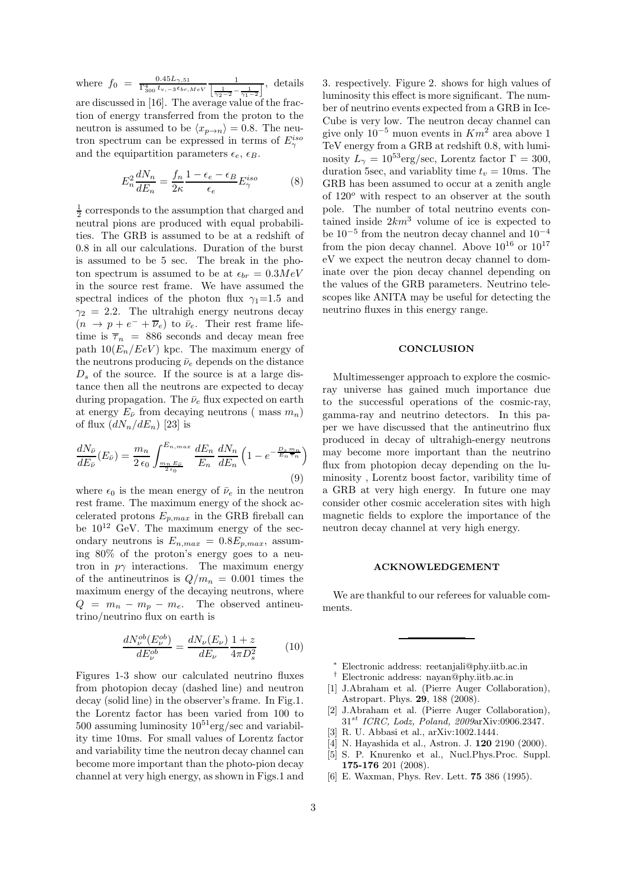where $f_0 = \frac{0.45 L_{\gamma,51}}{\Gamma_{300}^4 t_{v,-3} \epsilon_{br,MeV}} \frac{1}{\left[\frac{1}{\gamma_2 - 2} - \frac{1}{\gamma_1 - 2}\right]}$, details are discussed in [16]. The average value of the fraction of energy transferred from the proton to the neutron is assumed to be $\langle x_{p\to n}\rangle = 0.8$. The neutron spectrum can be expressed in terms of $E_\gamma^{iso}$ and the equipartition parameters $\epsilon_e$, $\epsilon_B$.

$$E_n^2 \frac{dN_n}{dE_n} = \frac{f_n}{2\kappa} \frac{1 - \epsilon_e - \epsilon_B}{\epsilon_e} E_\gamma^{iso} \tag{8}$$

$\frac{1}{2}$ corresponds to the assumption that charged and neutral pions are produced with equal probabilities. The GRB is assumed to be at a redshift of 0.8 in all our calculations. Duration of the burst is assumed to be 5 sec. The break in the photon spectrum is assumed to be at $\epsilon_{br} = 0.3 MeV$ in the source rest frame. We have assumed the spectral indices of the photon flux $\gamma_1$=1.5 and $\gamma_2 = 2.2$. The ultrahigh energy neutrons decay $(n \to p + e^- + \overline{\nu}_e)$ to $\bar{\nu}_e$. Their rest frame lifetime is $\overline{\tau}_n = 886$ seconds and decay mean free path $10(E_n/EeV)$ kpc. The maximum energy of the neutrons producing $\bar{\nu}_e$ depends on the distance $D_s$ of the source. If the source is at a large distance then all the neutrons are expected to decay during propagation. The $\bar{\nu}_e$ flux expected on earth at energy $E_{\bar{\nu}}$ from decaying neutrons ( mass $m_n$) of flux $(dN_n/dE_n)$ [23] is

$$\frac{dN_{\bar{\nu}}}{dE_{\bar{\nu}}}(E_{\bar{\nu}}) = \frac{m_n}{2\,\epsilon_0} \int_{\frac{m_n E_{\bar{\nu}}}{2\epsilon_0}}^{E_{n,max}} \frac{dE_n}{E_n} \frac{dN_n}{dE_n} \left(1 - e^{-\frac{D_s m_n}{E_n \overline{\tau}_n}}\right) \tag{9}$$

where $\epsilon_0$ is the mean energy of $\bar{\nu}_e$ in the neutron rest frame. The maximum energy of the shock accelerated protons $E_{p,max}$ in the GRB fireball can be $10^{12}$ GeV. The maximum energy of the secondary neutrons is $E_{n,max} = 0.8 E_{p,max}$, assuming 80% of the proton's energy goes to a neutron in $p\gamma$ interactions. The maximum energy of the antineutrinos is $Q/m_n = 0.001$ times the maximum energy of the decaying neutrons, where $Q = m_n - m_p - m_e$. The observed antineutrino/neutrino flux on earth is

$$\frac{dN_\nu^{ob}(E_\nu^{ob})}{dE_\nu^{ob}} = \frac{dN_\nu(E_\nu)}{dE_\nu} \frac{1+z}{4\pi D_s^2} \tag{10}$$

Figures 1-3 show our calculated neutrino fluxes from photopion decay (dashed line) and neutron decay (solid line) in the observer's frame. In Fig.1. the Lorentz factor has been varied from 100 to 500 assuming luminosity $10^{51}$erg/sec and variability time 10ms. For small values of Lorentz factor and variability time the neutron decay channel can become more important than the photo-pion decay channel at very high energy, as shown in Figs.1 and 3. respectively. Figure 2. shows for high values of luminosity this effect is more significant. The number of neutrino events expected from a GRB in IceCube is very low. The neutron decay channel can give only $10^{-5}$ muon events in $Km^2$ area above 1 TeV energy from a GRB at redshift 0.8, with luminosity $L_\gamma = 10^{53}$erg/sec, Lorentz factor $\Gamma = 300$, duration 5sec, and variablity time $t_v = 10$ms. The GRB has been assumed to occur at a zenith angle of $120^o$ with respect to an observer at the south pole. The number of total neutrino events contained inside $2km^3$ volume of ice is expected to be $10^{-5}$ from the neutron decay channel and $10^{-4}$ from the pion decay channel. Above $10^{16}$ or $10^{17}$ eV we expect the neutron decay channel to dominate over the pion decay channel depending on the values of the GRB parameters. Neutrino telescopes like ANITA may be useful for detecting the neutrino fluxes in this energy range.

## CONCLUSION

Multimessenger approach to explore the cosmic-ray universe has gained much importance due to the successful operations of the cosmic-ray, gamma-ray and neutrino detectors. In this paper we have discussed that the antineutrino flux produced in decay of ultrahigh-energy neutrons may become more important than the neutrino flux from photopion decay depending on the luminosity , Lorentz boost factor, varibility time of a GRB at very high energy. In future one may consider other cosmic acceleration sites with high magnetic fields to explore the importance of the neutron decay channel at very high energy.

## ACKNOWLEDGEMENT

We are thankful to our referees for valuable comments.

---

* Electronic address: reetanjali@phy.iitb.ac.in

† Electronic address: nayan@phy.iitb.ac.in

[1] J.Abraham et al. (Pierre Auger Collaboration), Astropart. Phys. **29**, 188 (2008).

[2] J.Abraham et al. (Pierre Auger Collaboration), $31^{st}$ *ICRC, Lodz, Poland, 2009*arXiv:0906.2347.

[3] R. U. Abbasi et al., arXiv:1002.1444.

[4] N. Hayashida et al., Astron. J. **120** 2190 (2000).

[5] S. P. Knurenko et al., Nucl.Phys.Proc. Suppl. **175-176** 201 (2008).

[6] E. Waxman, Phys. Rev. Lett. **75** 386 (1995).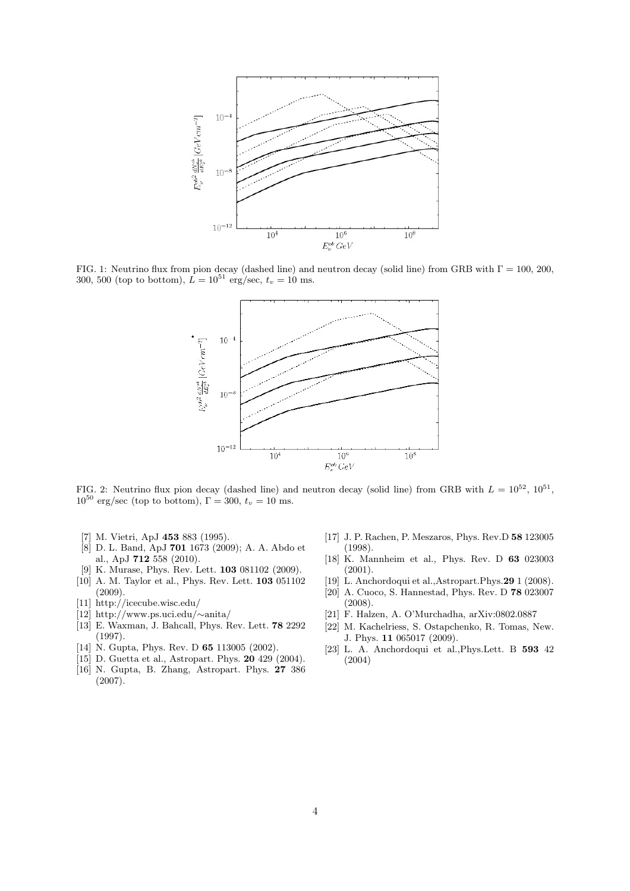FIG. 1: Neutrino flux from pion decay (dashed line) and neutron decay (solid line) from GRB with $\Gamma = 100$, 200, 300, 500 (top to bottom), $L = 10^{51}$ erg/sec, $t_v = 10$ ms.

FIG. 2: Neutrino flux pion decay (dashed line) and neutron decay (solid line) from GRB with $L = 10^{52}$, $10^{51}$, $10^{50}$ erg/sec (top to bottom), $\Gamma = 300$, $t_v = 10$ ms.

- [7] M. Vietri, ApJ **453** 883 (1995).
- [8] D. L. Band, ApJ **701** 1673 (2009); A. A. Abdo et al., ApJ **712** 558 (2010).
- [9] K. Murase, Phys. Rev. Lett. **103** 081102 (2009).
- [10] A. M. Taylor et al., Phys. Rev. Lett. **103** 051102 (2009).
- [11] http://icecube.wisc.edu/
- [12] http://www.ps.uci.edu/∼anita/
- [13] E. Waxman, J. Bahcall, Phys. Rev. Lett. **78** 2292 (1997).
- [14] N. Gupta, Phys. Rev. D **65** 113005 (2002).
- [15] D. Guetta et al., Astropart. Phys. **20** 429 (2004).
- [16] N. Gupta, B. Zhang, Astropart. Phys. **27** 386 (2007).
- [17] J. P. Rachen, P. Meszaros, Phys. Rev.D **58** 123005 (1998).
- [18] K. Mannheim et al., Phys. Rev. D **63** 023003 (2001).
- [19] L. Anchordoqui et al.,Astropart.Phys.**29** 1 (2008).
- [20] A. Cuoco, S. Hannestad, Phys. Rev. D **78** 023007 (2008).
- [21] F. Halzen, A. O'Murchadha, arXiv:0802.0887
- [22] M. Kachelriess, S. Ostapchenko, R. Tomas, New. J. Phys. **11** 065017 (2009).
- [23] L. A. Anchordoqui et al.,Phys.Lett. B **593** 42 (2004)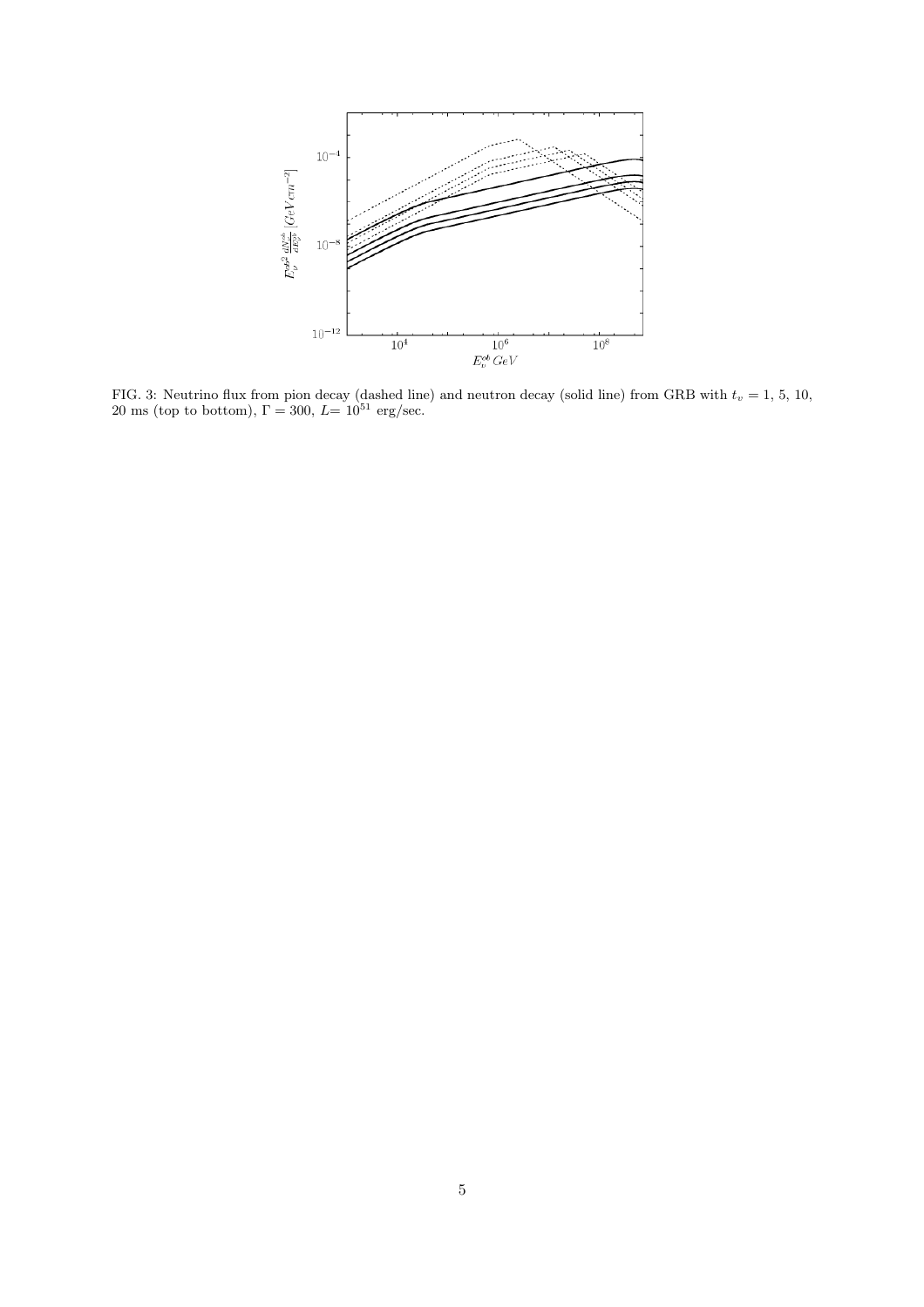$10^{-4}$

$10^{-8}$

$10^{-12}$

$10^{4}$

$10^{6}$

$10^{8}$

$E_\nu^{ob}\,GeV$

$\Gamma_\nu^{ob\,2}\,\frac{dN_\nu^{ob}}{dE_\nu^{ob}}\,[GeV\,cm^{-2}]$

FIG. 3: Neutrino flux from pion decay (dashed line) and neutron decay (solid line) from GRB with $t_v = 1$, 5, 10, 20 ms (top to bottom), $\Gamma = 300$, $L = 10^{51}$ erg/sec.